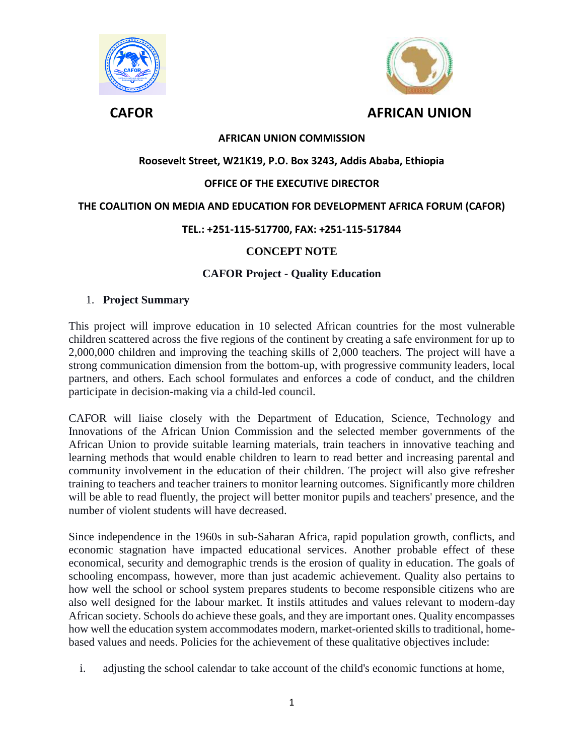**CAFOR** **AFRICAN UNION**

**AFRICAN UNION COMMISSION**

**Roosevelt Street, W21K19, P.O. Box 3243, Addis Ababa, Ethiopia**

**OFFICE OF THE EXECUTIVE DIRECTOR**

**THE COALITION ON MEDIA AND EDUCATION FOR DEVELOPMENT AFRICA FORUM (CAFOR)**

**TEL.: +251-115-517700, FAX: +251-115-517844**

# CONCEPT NOTE

## CAFOR Project - Quality Education

### 1. Project Summary

This project will improve education in 10 selected African countries for the most vulnerable children scattered across the five regions of the continent by creating a safe environment for up to 2,000,000 children and improving the teaching skills of 2,000 teachers. The project will have a strong communication dimension from the bottom-up, with progressive community leaders, local partners, and others. Each school formulates and enforces a code of conduct, and the children participate in decision-making via a child-led council.

CAFOR will liaise closely with the Department of Education, Science, Technology and Innovations of the African Union Commission and the selected member governments of the African Union to provide suitable learning materials, train teachers in innovative teaching and learning methods that would enable children to learn to read better and increasing parental and community involvement in the education of their children. The project will also give refresher training to teachers and teacher trainers to monitor learning outcomes. Significantly more children will be able to read fluently, the project will better monitor pupils and teachers' presence, and the number of violent students will have decreased.

Since independence in the 1960s in sub-Saharan Africa, rapid population growth, conflicts, and economic stagnation have impacted educational services. Another probable effect of these economical, security and demographic trends is the erosion of quality in education. The goals of schooling encompass, however, more than just academic achievement. Quality also pertains to how well the school or school system prepares students to become responsible citizens who are also well designed for the labour market. It instils attitudes and values relevant to modern-day African society. Schools do achieve these goals, and they are important ones. Quality encompasses how well the education system accommodates modern, market-oriented skills to traditional, home-based values and needs. Policies for the achievement of these qualitative objectives include:

i. adjusting the school calendar to take account of the child's economic functions at home,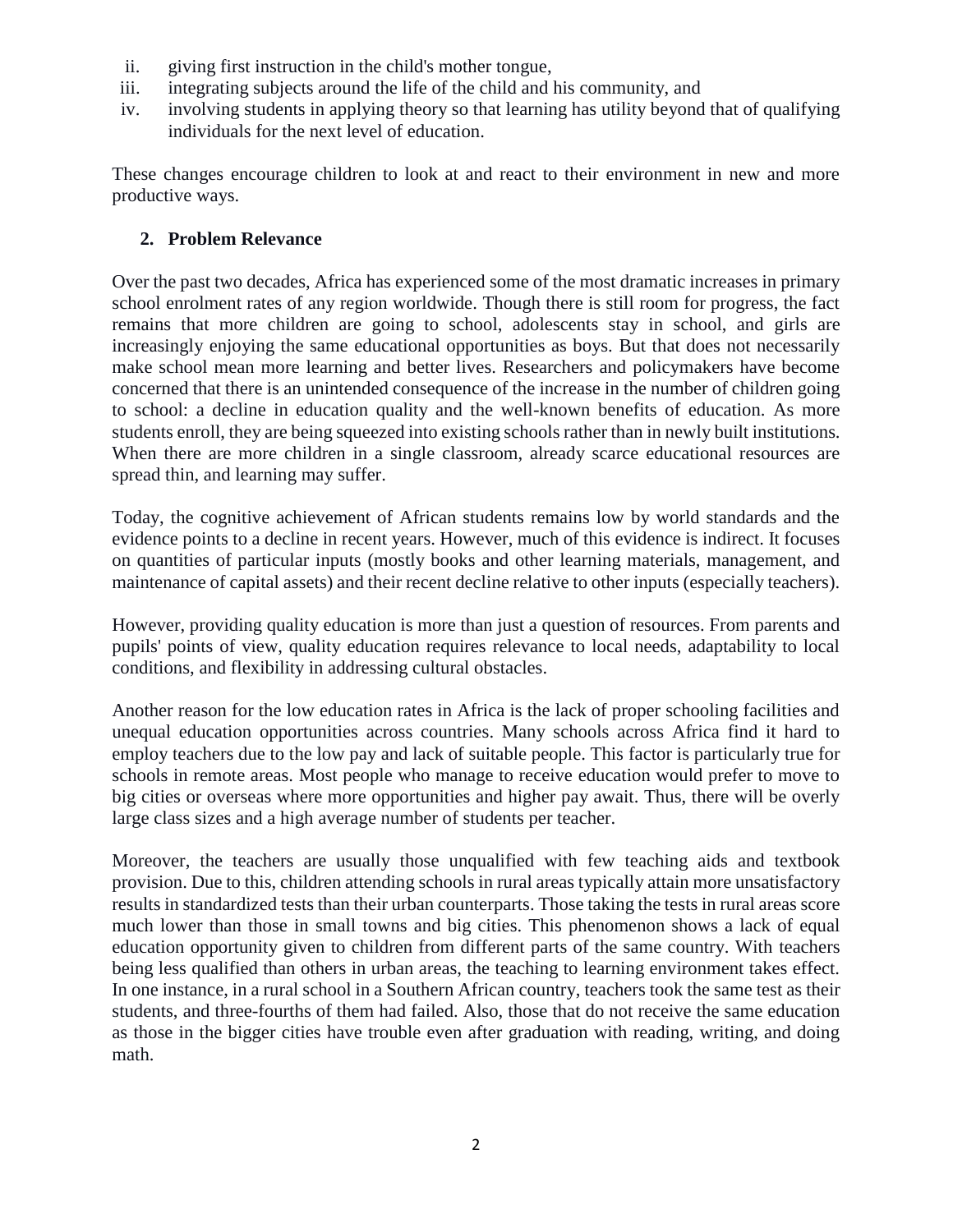ii. giving first instruction in the child's mother tongue,
iii. integrating subjects around the life of the child and his community, and
iv. involving students in applying theory so that learning has utility beyond that of qualifying individuals for the next level of education.

These changes encourage children to look at and react to their environment in new and more productive ways.

## 2. Problem Relevance

Over the past two decades, Africa has experienced some of the most dramatic increases in primary school enrolment rates of any region worldwide. Though there is still room for progress, the fact remains that more children are going to school, adolescents stay in school, and girls are increasingly enjoying the same educational opportunities as boys. But that does not necessarily make school mean more learning and better lives. Researchers and policymakers have become concerned that there is an unintended consequence of the increase in the number of children going to school: a decline in education quality and the well-known benefits of education. As more students enroll, they are being squeezed into existing schools rather than in newly built institutions. When there are more children in a single classroom, already scarce educational resources are spread thin, and learning may suffer.

Today, the cognitive achievement of African students remains low by world standards and the evidence points to a decline in recent years. However, much of this evidence is indirect. It focuses on quantities of particular inputs (mostly books and other learning materials, management, and maintenance of capital assets) and their recent decline relative to other inputs (especially teachers).

However, providing quality education is more than just a question of resources. From parents and pupils' points of view, quality education requires relevance to local needs, adaptability to local conditions, and flexibility in addressing cultural obstacles.

Another reason for the low education rates in Africa is the lack of proper schooling facilities and unequal education opportunities across countries. Many schools across Africa find it hard to employ teachers due to the low pay and lack of suitable people. This factor is particularly true for schools in remote areas. Most people who manage to receive education would prefer to move to big cities or overseas where more opportunities and higher pay await. Thus, there will be overly large class sizes and a high average number of students per teacher.

Moreover, the teachers are usually those unqualified with few teaching aids and textbook provision. Due to this, children attending schools in rural areas typically attain more unsatisfactory results in standardized tests than their urban counterparts. Those taking the tests in rural areas score much lower than those in small towns and big cities. This phenomenon shows a lack of equal education opportunity given to children from different parts of the same country. With teachers being less qualified than others in urban areas, the teaching to learning environment takes effect. In one instance, in a rural school in a Southern African country, teachers took the same test as their students, and three-fourths of them had failed. Also, those that do not receive the same education as those in the bigger cities have trouble even after graduation with reading, writing, and doing math.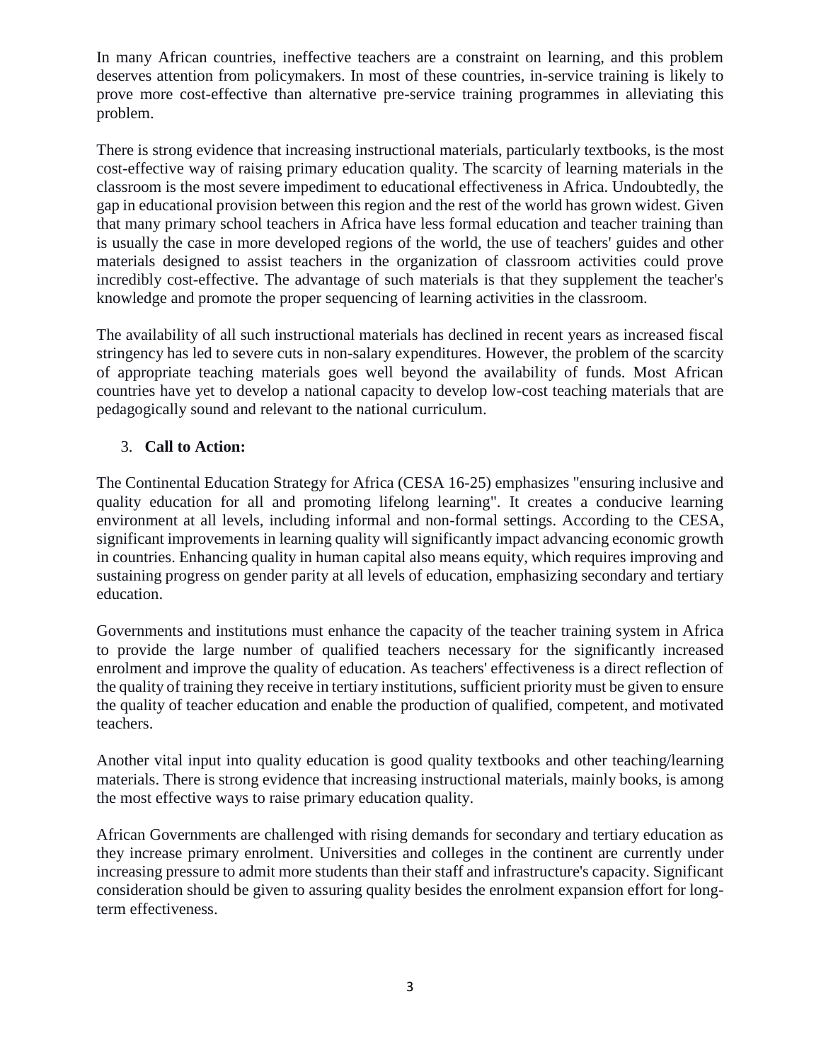In many African countries, ineffective teachers are a constraint on learning, and this problem deserves attention from policymakers. In most of these countries, in-service training is likely to prove more cost-effective than alternative pre-service training programmes in alleviating this problem.

There is strong evidence that increasing instructional materials, particularly textbooks, is the most cost-effective way of raising primary education quality. The scarcity of learning materials in the classroom is the most severe impediment to educational effectiveness in Africa. Undoubtedly, the gap in educational provision between this region and the rest of the world has grown widest. Given that many primary school teachers in Africa have less formal education and teacher training than is usually the case in more developed regions of the world, the use of teachers' guides and other materials designed to assist teachers in the organization of classroom activities could prove incredibly cost-effective. The advantage of such materials is that they supplement the teacher's knowledge and promote the proper sequencing of learning activities in the classroom.

The availability of all such instructional materials has declined in recent years as increased fiscal stringency has led to severe cuts in non-salary expenditures. However, the problem of the scarcity of appropriate teaching materials goes well beyond the availability of funds. Most African countries have yet to develop a national capacity to develop low-cost teaching materials that are pedagogically sound and relevant to the national curriculum.

3. **Call to Action:**

The Continental Education Strategy for Africa (CESA 16-25) emphasizes "ensuring inclusive and quality education for all and promoting lifelong learning". It creates a conducive learning environment at all levels, including informal and non-formal settings. According to the CESA, significant improvements in learning quality will significantly impact advancing economic growth in countries. Enhancing quality in human capital also means equity, which requires improving and sustaining progress on gender parity at all levels of education, emphasizing secondary and tertiary education.

Governments and institutions must enhance the capacity of the teacher training system in Africa to provide the large number of qualified teachers necessary for the significantly increased enrolment and improve the quality of education. As teachers' effectiveness is a direct reflection of the quality of training they receive in tertiary institutions, sufficient priority must be given to ensure the quality of teacher education and enable the production of qualified, competent, and motivated teachers.

Another vital input into quality education is good quality textbooks and other teaching/learning materials. There is strong evidence that increasing instructional materials, mainly books, is among the most effective ways to raise primary education quality.

African Governments are challenged with rising demands for secondary and tertiary education as they increase primary enrolment. Universities and colleges in the continent are currently under increasing pressure to admit more students than their staff and infrastructure's capacity. Significant consideration should be given to assuring quality besides the enrolment expansion effort for long-term effectiveness.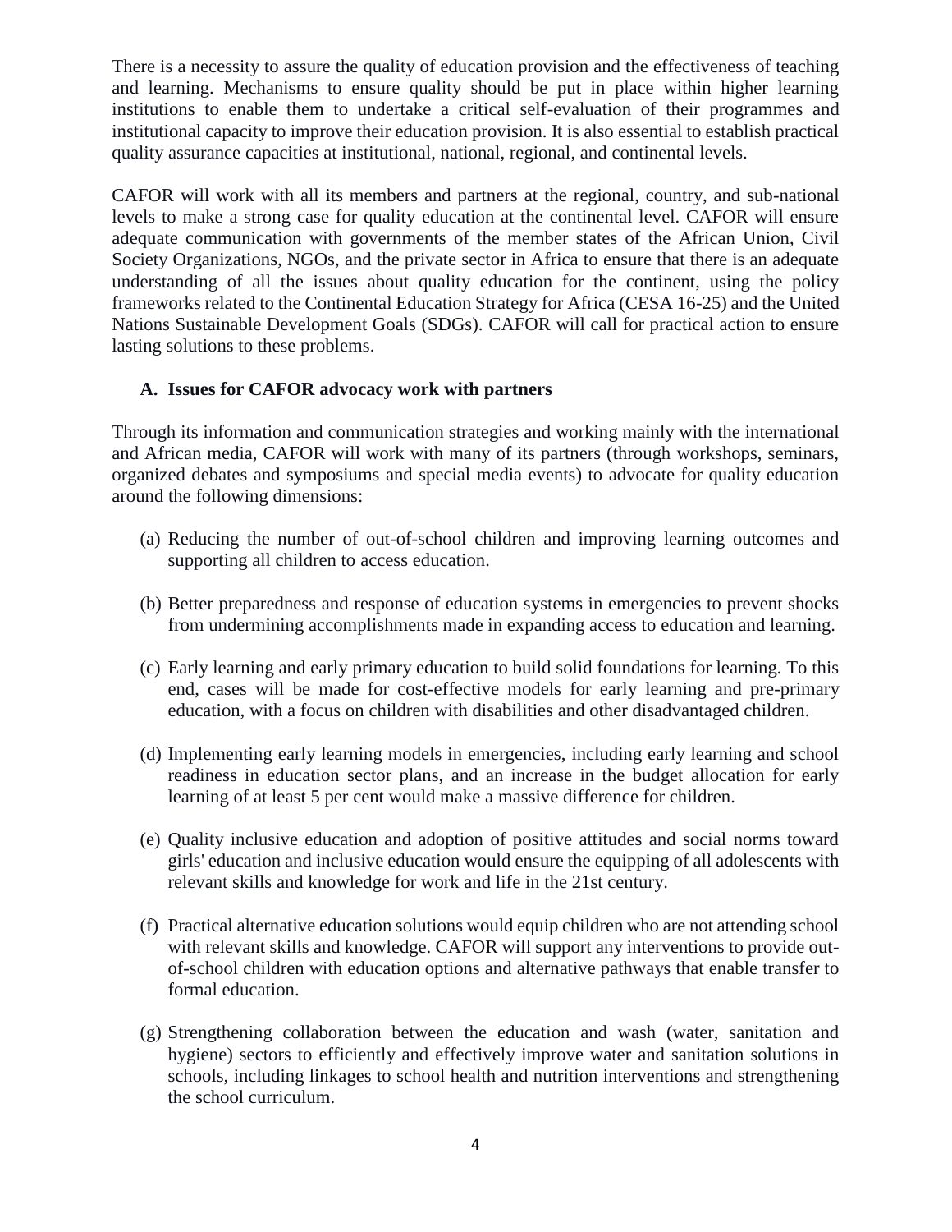There is a necessity to assure the quality of education provision and the effectiveness of teaching and learning. Mechanisms to ensure quality should be put in place within higher learning institutions to enable them to undertake a critical self-evaluation of their programmes and institutional capacity to improve their education provision. It is also essential to establish practical quality assurance capacities at institutional, national, regional, and continental levels.

CAFOR will work with all its members and partners at the regional, country, and sub-national levels to make a strong case for quality education at the continental level. CAFOR will ensure adequate communication with governments of the member states of the African Union, Civil Society Organizations, NGOs, and the private sector in Africa to ensure that there is an adequate understanding of all the issues about quality education for the continent, using the policy frameworks related to the Continental Education Strategy for Africa (CESA 16-25) and the United Nations Sustainable Development Goals (SDGs). CAFOR will call for practical action to ensure lasting solutions to these problems.

### A. Issues for CAFOR advocacy work with partners

Through its information and communication strategies and working mainly with the international and African media, CAFOR will work with many of its partners (through workshops, seminars, organized debates and symposiums and special media events) to advocate for quality education around the following dimensions:

(a) Reducing the number of out-of-school children and improving learning outcomes and supporting all children to access education.

(b) Better preparedness and response of education systems in emergencies to prevent shocks from undermining accomplishments made in expanding access to education and learning.

(c) Early learning and early primary education to build solid foundations for learning. To this end, cases will be made for cost-effective models for early learning and pre-primary education, with a focus on children with disabilities and other disadvantaged children.

(d) Implementing early learning models in emergencies, including early learning and school readiness in education sector plans, and an increase in the budget allocation for early learning of at least 5 per cent would make a massive difference for children.

(e) Quality inclusive education and adoption of positive attitudes and social norms toward girls' education and inclusive education would ensure the equipping of all adolescents with relevant skills and knowledge for work and life in the 21st century.

(f) Practical alternative education solutions would equip children who are not attending school with relevant skills and knowledge. CAFOR will support any interventions to provide out-of-school children with education options and alternative pathways that enable transfer to formal education.

(g) Strengthening collaboration between the education and wash (water, sanitation and hygiene) sectors to efficiently and effectively improve water and sanitation solutions in schools, including linkages to school health and nutrition interventions and strengthening the school curriculum.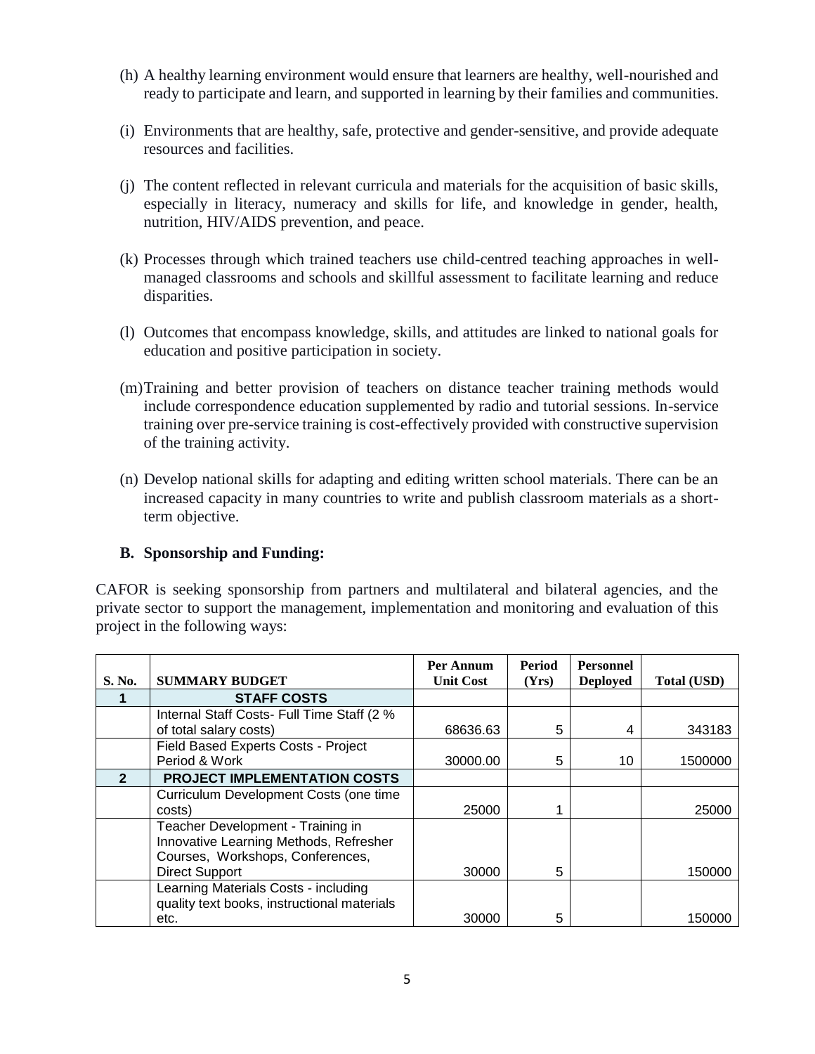(h) A healthy learning environment would ensure that learners are healthy, well-nourished and ready to participate and learn, and supported in learning by their families and communities.

(i) Environments that are healthy, safe, protective and gender-sensitive, and provide adequate resources and facilities.

(j) The content reflected in relevant curricula and materials for the acquisition of basic skills, especially in literacy, numeracy and skills for life, and knowledge in gender, health, nutrition, HIV/AIDS prevention, and peace.

(k) Processes through which trained teachers use child-centred teaching approaches in well-managed classrooms and schools and skillful assessment to facilitate learning and reduce disparities.

(l) Outcomes that encompass knowledge, skills, and attitudes are linked to national goals for education and positive participation in society.

(m) Training and better provision of teachers on distance teacher training methods would include correspondence education supplemented by radio and tutorial sessions. In-service training over pre-service training is cost-effectively provided with constructive supervision of the training activity.

(n) Develop national skills for adapting and editing written school materials. There can be an increased capacity in many countries to write and publish classroom materials as a short-term objective.

### B. Sponsorship and Funding:

CAFOR is seeking sponsorship from partners and multilateral and bilateral agencies, and the private sector to support the management, implementation and monitoring and evaluation of this project in the following ways:

| S. No. | SUMMARY BUDGET | Per Annum Unit Cost | Period (Yrs) | Personnel Deployed | Total (USD) |
|---|---|---|---|---|---|
| **1** | **STAFF COSTS** | | | | |
| | Internal Staff Costs- Full Time Staff (2 % of total salary costs) | 68636.63 | 5 | 4 | 343183 |
| | Field Based Experts Costs - Project Period & Work | 30000.00 | 5 | 10 | 1500000 |
| **2** | **PROJECT IMPLEMENTATION COSTS** | | | | |
| | Curriculum Development Costs (one time costs) | 25000 | 1 | | 25000 |
| | Teacher Development - Training in Innovative Learning Methods, Refresher Courses, Workshops, Conferences, Direct Support | 30000 | 5 | | 150000 |
| | Learning Materials Costs - including quality text books, instructional materials etc. | 30000 | 5 | | 150000 |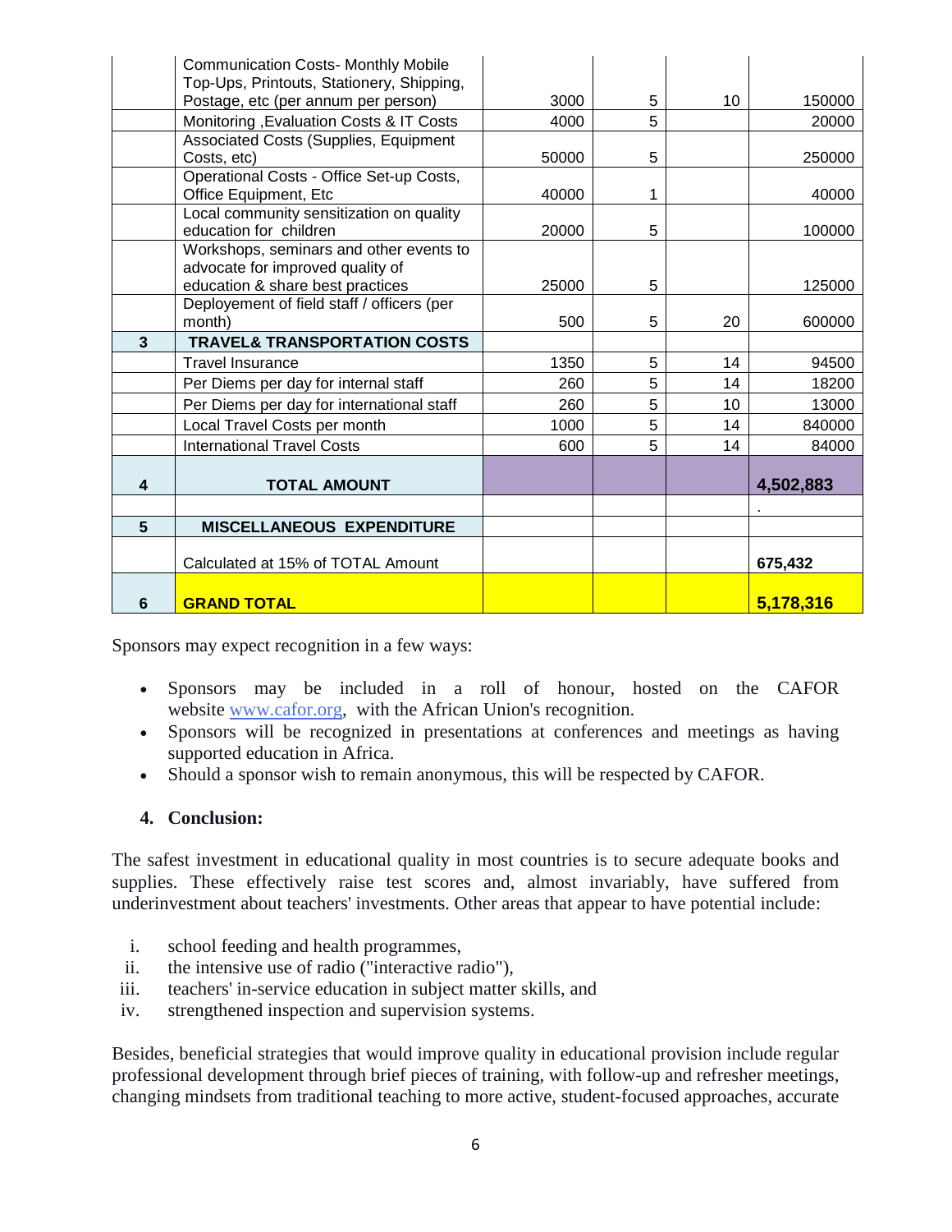| | | | | | |
|---|---|---|---|---|---|
| | Communication Costs- Monthly Mobile Top-Ups, Printouts, Stationery, Shipping, Postage, etc (per annum per person) | 3000 | 5 | 10 | 150000 |
| | Monitoring ,Evaluation Costs & IT Costs | 4000 | 5 | | 20000 |
| | Associated Costs (Supplies, Equipment Costs, etc) | 50000 | 5 | | 250000 |
| | Operational Costs - Office Set-up Costs, Office Equipment, Etc | 40000 | 1 | | 40000 |
| | Local community sensitization on quality education for children | 20000 | 5 | | 100000 |
| | Workshops, seminars and other events to advocate for improved quality of education & share best practices | 25000 | 5 | | 125000 |
| | Deployement of field staff / officers (per month) | 500 | 5 | 20 | 600000 |
| **3** | **TRAVEL& TRANSPORTATION COSTS** | | | | |
| | Travel Insurance | 1350 | 5 | 14 | 94500 |
| | Per Diems per day for internal staff | 260 | 5 | 14 | 18200 |
| | Per Diems per day for international staff | 260 | 5 | 10 | 13000 |
| | Local Travel Costs per month | 1000 | 5 | 14 | 840000 |
| | International Travel Costs | 600 | 5 | 14 | 84000 |
| **4** | **TOTAL AMOUNT** | | | | **4,502,883** |
| | | | | | . |
| **5** | **MISCELLANEOUS EXPENDITURE** | | | | |
| | Calculated at 15% of TOTAL Amount | | | | **675,432** |
| **6** | **GRAND TOTAL** | | | | **5,178,316** |

Sponsors may expect recognition in a few ways:

- Sponsors may be included in a roll of honour, hosted on the CAFOR website www.cafor.org, with the African Union's recognition.
- Sponsors will be recognized in presentations at conferences and meetings as having supported education in Africa.
- Should a sponsor wish to remain anonymous, this will be respected by CAFOR.

## 4. Conclusion:

The safest investment in educational quality in most countries is to secure adequate books and supplies. These effectively raise test scores and, almost invariably, have suffered from underinvestment about teachers' investments. Other areas that appear to have potential include:

i. school feeding and health programmes,
ii. the intensive use of radio ("interactive radio"),
iii. teachers' in-service education in subject matter skills, and
iv. strengthened inspection and supervision systems.

Besides, beneficial strategies that would improve quality in educational provision include regular professional development through brief pieces of training, with follow-up and refresher meetings, changing mindsets from traditional teaching to more active, student-focused approaches, accurate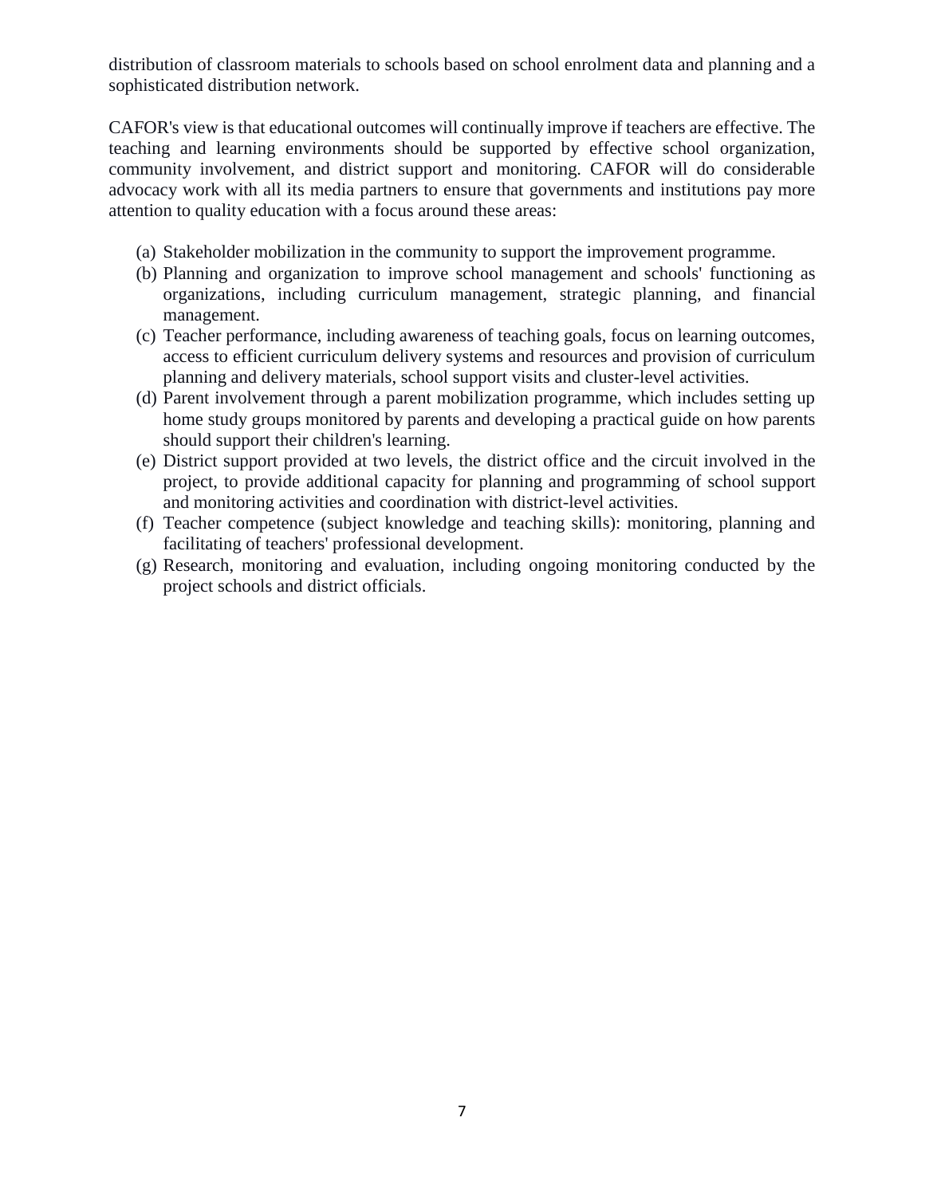distribution of classroom materials to schools based on school enrolment data and planning and a sophisticated distribution network.

CAFOR's view is that educational outcomes will continually improve if teachers are effective. The teaching and learning environments should be supported by effective school organization, community involvement, and district support and monitoring. CAFOR will do considerable advocacy work with all its media partners to ensure that governments and institutions pay more attention to quality education with a focus around these areas:

(a) Stakeholder mobilization in the community to support the improvement programme.
(b) Planning and organization to improve school management and schools' functioning as organizations, including curriculum management, strategic planning, and financial management.
(c) Teacher performance, including awareness of teaching goals, focus on learning outcomes, access to efficient curriculum delivery systems and resources and provision of curriculum planning and delivery materials, school support visits and cluster-level activities.
(d) Parent involvement through a parent mobilization programme, which includes setting up home study groups monitored by parents and developing a practical guide on how parents should support their children's learning.
(e) District support provided at two levels, the district office and the circuit involved in the project, to provide additional capacity for planning and programming of school support and monitoring activities and coordination with district-level activities.
(f) Teacher competence (subject knowledge and teaching skills): monitoring, planning and facilitating of teachers' professional development.
(g) Research, monitoring and evaluation, including ongoing monitoring conducted by the project schools and district officials.